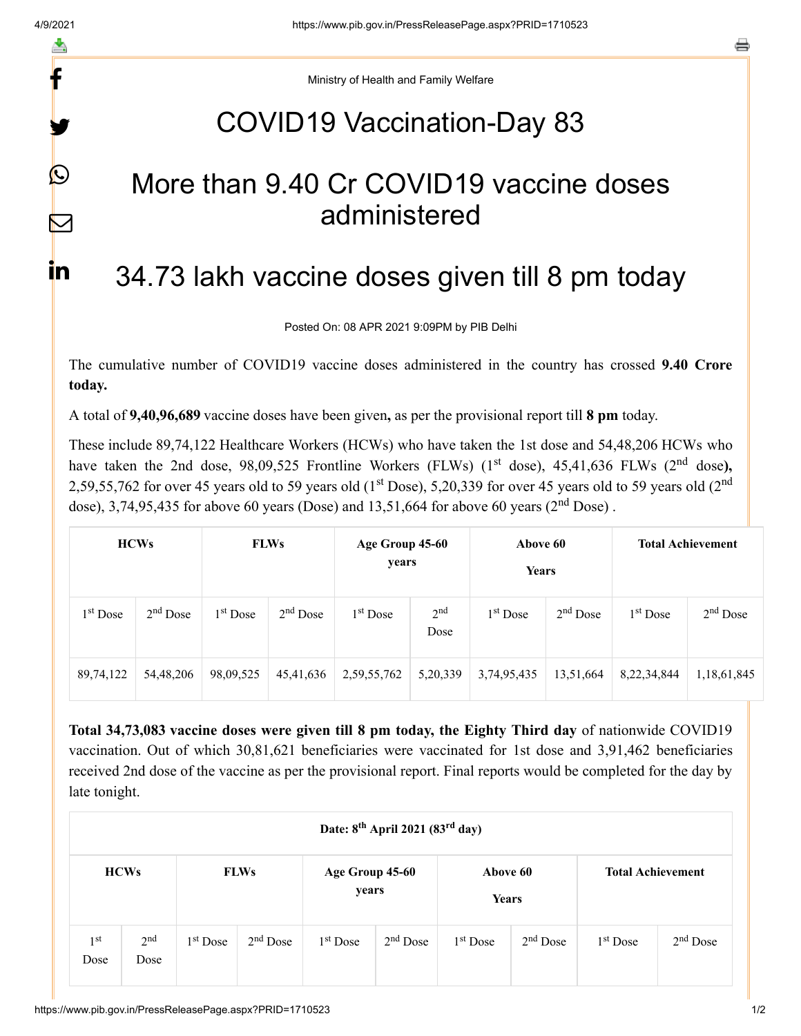Ministry of Health and Family Welfare

# COVID19 Vaccination-Day 83

## More than 9.40 Cr COVID19 vaccine doses administered

## 34.73 lakh vaccine doses given till 8 pm today

Posted On: 08 APR 2021 9:09PM by PIB Delhi

The cumulative number of COVID19 vaccine doses administered in the country has crossed **9.40 Crore today.**

A total of **9,40,96,689** vaccine doses have been given**,** as per the provisional report till **8 pm** today.

These include 89,74,122 Healthcare Workers (HCWs) who have taken the 1st dose and 54,48,206 HCWs who have taken the 2nd dose, 98,09,525 Frontline Workers (FLWs) (1st dose), 45,41,636 FLWs (2nd dose**),** 2,59,55,762 for over 45 years old to 59 years old (1st Dose), 5,20,339 for over 45 years old to 59 years old (2nd dose), 3,74,95,435 for above 60 years (Dose) and 13,51,664 for above 60 years (2nd Dose) .

| **HCWs** | | **FLWs** | | **Age Group 45-60 years** | | **Above 60 Years** | | **Total Achievement** | |
|---|---|---|---|---|---|---|---|---|---|
| 1st Dose | 2nd Dose | 1st Dose | 2nd Dose | 1st Dose | 2nd Dose | 1st Dose | 2nd Dose | 1st Dose | 2nd Dose |
| 89,74,122 | 54,48,206 | 98,09,525 | 45,41,636 | 2,59,55,762 | 5,20,339 | 3,74,95,435 | 13,51,664 | 8,22,34,844 | 1,18,61,845 |

**Total 34,73,083 vaccine doses were given till 8 pm today, the Eighty Third day** of nationwide COVID19 vaccination. Out of which 30,81,621 beneficiaries were vaccinated for 1st dose and 3,91,462 beneficiaries received 2nd dose of the vaccine as per the provisional report. Final reports would be completed for the day by late tonight.

| **Date: 8th April 2021 (83rd day)** | | | | | | | | | |
|---|---|---|---|---|---|---|---|---|---|
| **HCWs** | | **FLWs** | | **Age Group 45-60 years** | | **Above 60 Years** | | **Total Achievement** | |
| 1st Dose | 2nd Dose | 1st Dose | 2nd Dose | 1st Dose | 2nd Dose | 1st Dose | 2nd Dose | 1st Dose | 2nd Dose |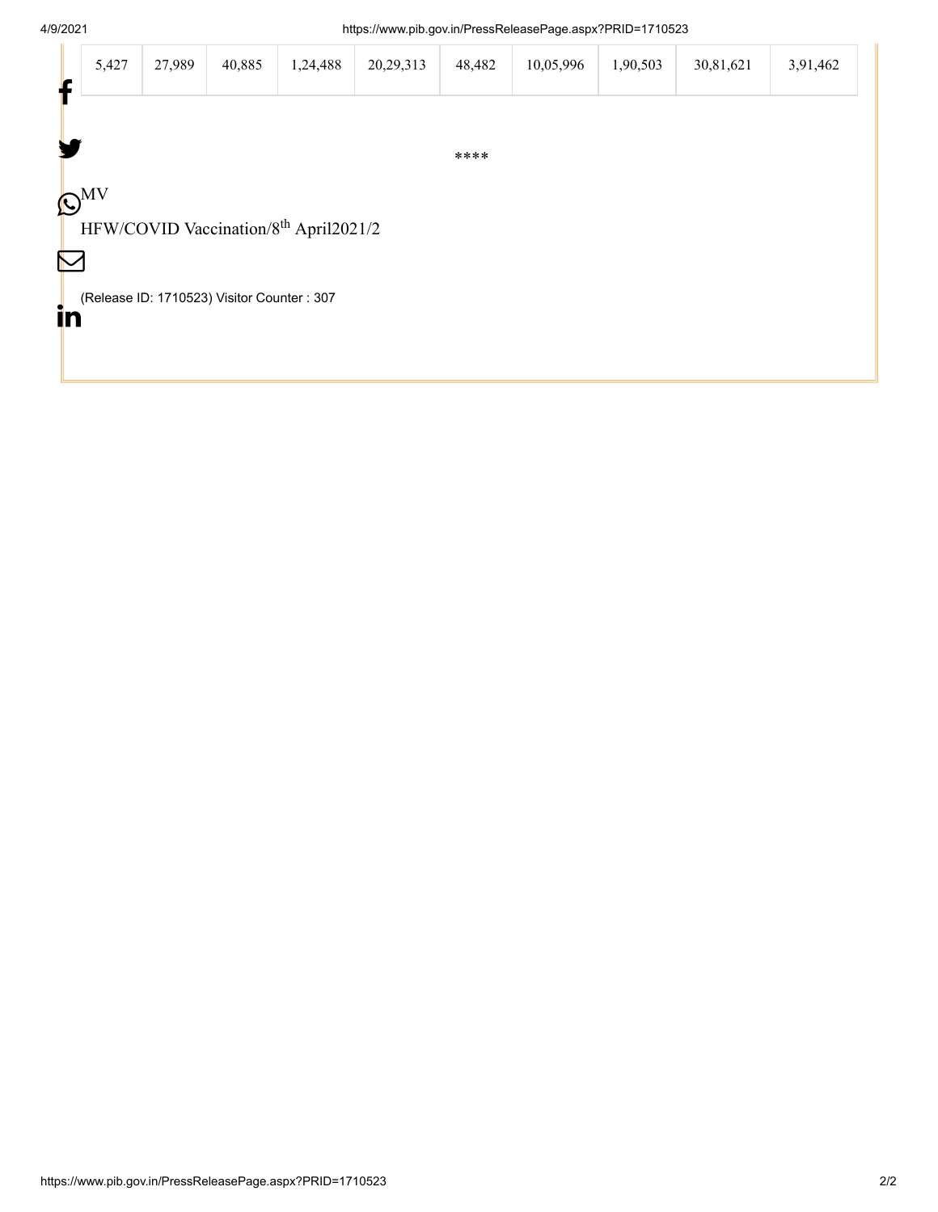| | | | | | | | | | |
|---|---|---|---|---|---|---|---|---|---|
| 5,427 | 27,989 | 40,885 | 1,24,488 | 20,29,313 | 48,482 | 10,05,996 | 1,90,503 | 30,81,621 | 3,91,462 |

****

MV

HFW/COVID Vaccination/8th April2021/2

(Release ID: 1710523) Visitor Counter : 307